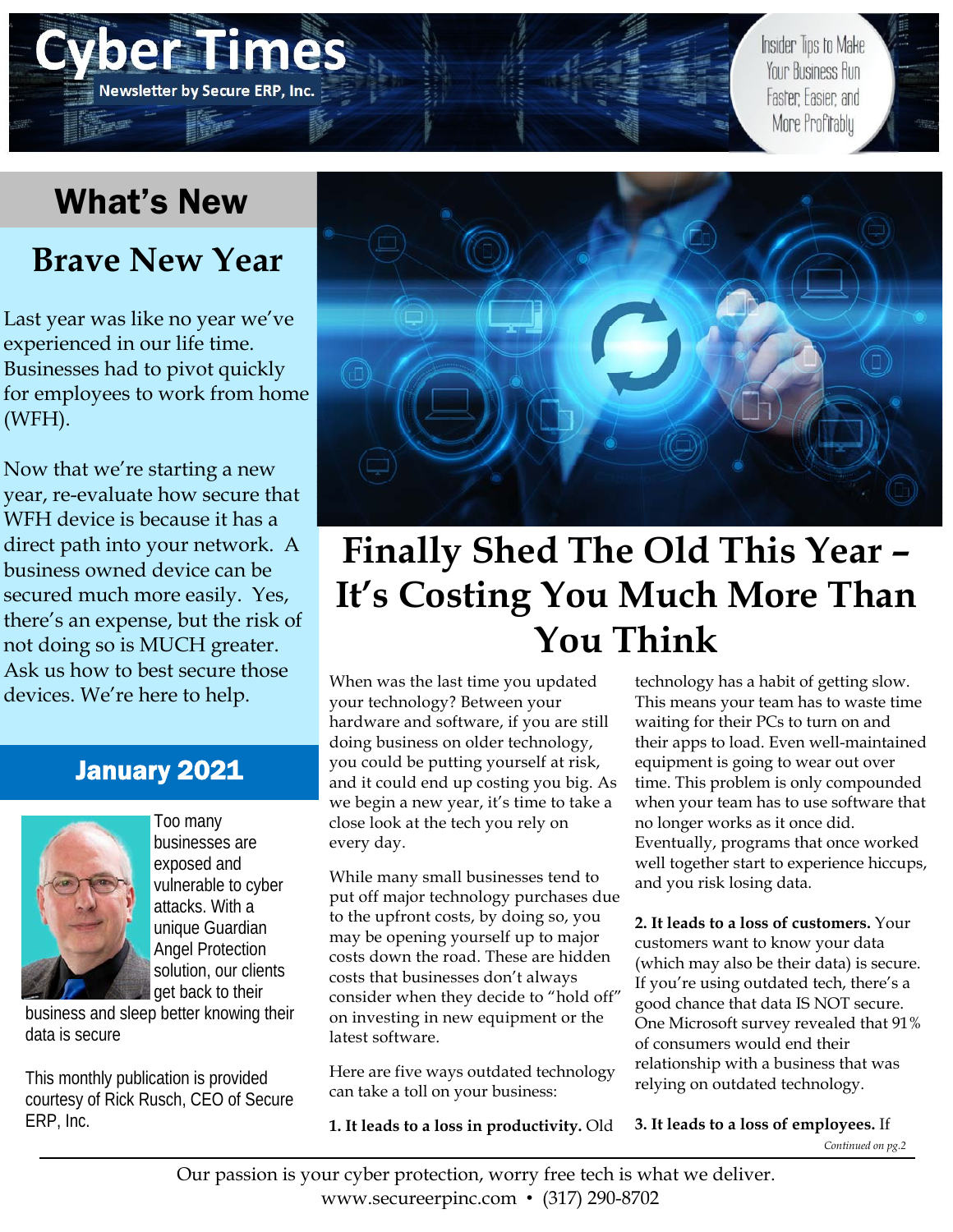# Cyber Times

Newsletter by Secure ERP, Inc.

Insider Tips to Make Your Business Run Faster, Easier, and More Profitably

## What's New

### Brave New Year

Last year was like no year we've experienced in our life time. Businesses had to pivot quickly for employees to work from home (WFH).

Now that we're starting a new year, re-evaluate how secure that WFH device is because it has a direct path into your network. A business owned device can be secured much more easily. Yes, there's an expense, but the risk of not doing so is MUCH greater. Ask us how to best secure those devices. We're here to help.

## January 2021

Too many businesses are exposed and vulnerable to cyber attacks. With a unique Guardian Angel Protection solution, our clients get back to their business and sleep better knowing their data is secure

This monthly publication is provided courtesy of Rick Rusch, CEO of Secure ERP, Inc.

# Finally Shed The Old This Year – It's Costing You Much More Than You Think

When was the last time you updated your technology? Between your hardware and software, if you are still doing business on older technology, you could be putting yourself at risk, and it could end up costing you big. As we begin a new year, it's time to take a close look at the tech you rely on every day.

While many small businesses tend to put off major technology purchases due to the upfront costs, by doing so, you may be opening yourself up to major costs down the road. These are hidden costs that businesses don't always consider when they decide to "hold off" on investing in new equipment or the latest software.

Here are five ways outdated technology can take a toll on your business:

**1. It leads to a loss in productivity.** Old technology has a habit of getting slow. This means your team has to waste time waiting for their PCs to turn on and their apps to load. Even well-maintained equipment is going to wear out over time. This problem is only compounded when your team has to use software that no longer works as it once did. Eventually, programs that once worked well together start to experience hiccups, and you risk losing data.

**2. It leads to a loss of customers.** Your customers want to know your data (which may also be their data) is secure. If you're using outdated tech, there's a good chance that data IS NOT secure. One Microsoft survey revealed that 91% of consumers would end their relationship with a business that was relying on outdated technology.

**3. It leads to a loss of employees.** If

*Continued on pg.2*

Our passion is your cyber protection, worry free tech is what we deliver.
www.secureerpinc.com • (317) 290-8702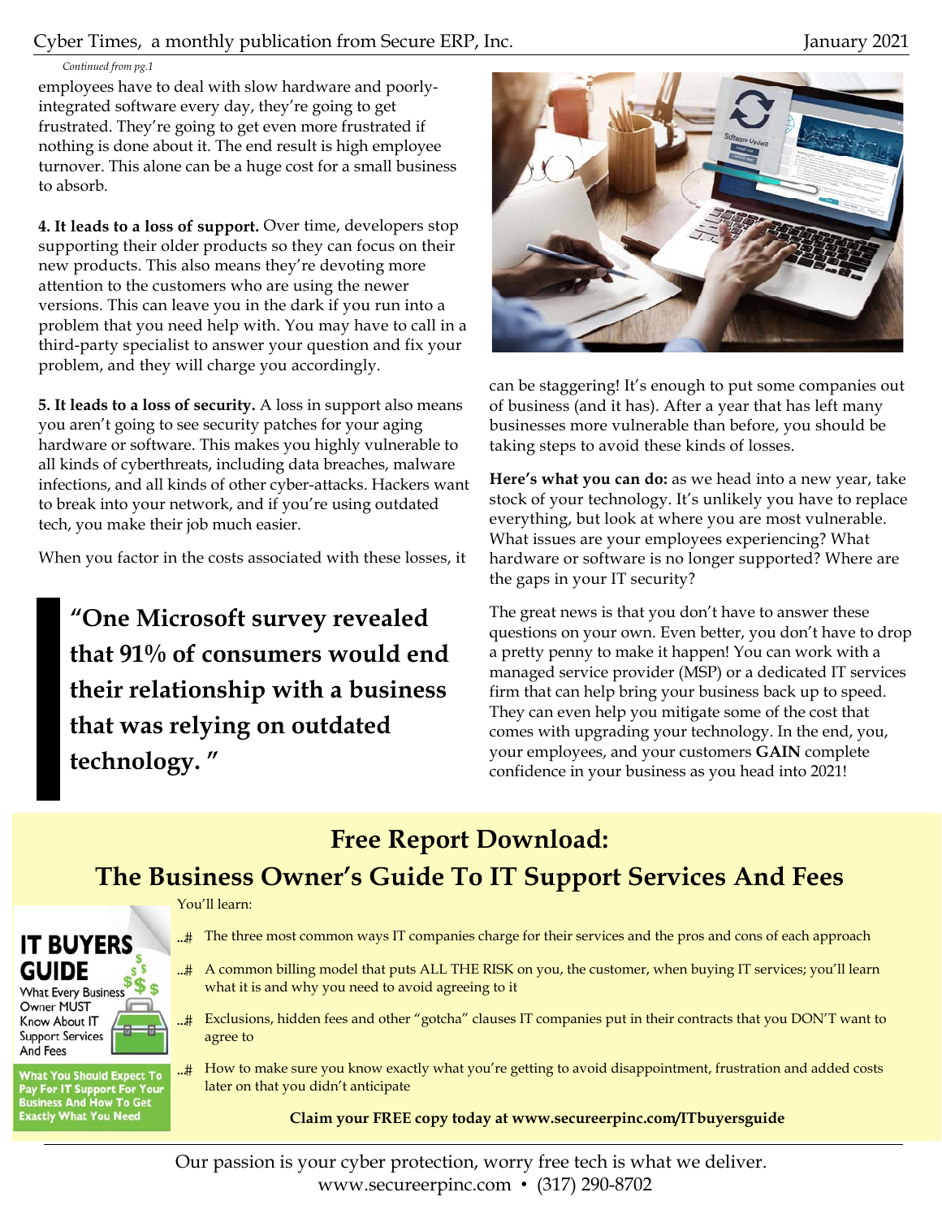*Continued from pg.1*

employees have to deal with slow hardware and poorly-integrated software every day, they're going to get frustrated. They're going to get even more frustrated if nothing is done about it. The end result is high employee turnover. This alone can be a huge cost for a small business to absorb.

**4. It leads to a loss of support.** Over time, developers stop supporting their older products so they can focus on their new products. This also means they're devoting more attention to the customers who are using the newer versions. This can leave you in the dark if you run into a problem that you need help with. You may have to call in a third-party specialist to answer your question and fix your problem, and they will charge you accordingly.

**5. It leads to a loss of security.** A loss in support also means you aren't going to see security patches for your aging hardware or software. This makes you highly vulnerable to all kinds of cyberthreats, including data breaches, malware infections, and all kinds of other cyber-attacks. Hackers want to break into your network, and if you're using outdated tech, you make their job much easier.

When you factor in the costs associated with these losses, it can be staggering! It's enough to put some companies out of business (and it has). After a year that has left many businesses more vulnerable than before, you should be taking steps to avoid these kinds of losses.

> **"One Microsoft survey revealed that 91% of consumers would end their relationship with a business that was relying on outdated technology."**

**Here's what you can do:** as we head into a new year, take stock of your technology. It's unlikely you have to replace everything, but look at where you are most vulnerable. What issues are your employees experiencing? What hardware or software is no longer supported? Where are the gaps in your IT security?

The great news is that you don't have to answer these questions on your own. Even better, you don't have to drop a pretty penny to make it happen! You can work with a managed service provider (MSP) or a dedicated IT services firm that can help bring your business back up to speed. They can even help you mitigate some of the cost that comes with upgrading your technology. In the end, you, your employees, and your customers **GAIN** complete confidence in your business as you head into 2021!

## Free Report Download:
## The Business Owner's Guide To IT Support Services And Fees

IT BUYERS GUIDE
What Every Business Owner MUST Know About IT Support Services And Fees
What You Should Expect To Pay For IT Support For Your Business And How To Get Exactly What You Need

You'll learn:

- The three most common ways IT companies charge for their services and the pros and cons of each approach
- A common billing model that puts ALL THE RISK on you, the customer, when buying IT services; you'll learn what it is and why you need to avoid agreeing to it
- Exclusions, hidden fees and other "gotcha" clauses IT companies put in their contracts that you DON'T want to agree to
- How to make sure you know exactly what you're getting to avoid disappointment, frustration and added costs later on that you didn't anticipate

**Claim your FREE copy today at www.secureerpinc.com/ITbuyersguide**

Our passion is your cyber protection, worry free tech is what we deliver.
www.secureerpinc.com • (317) 290-8702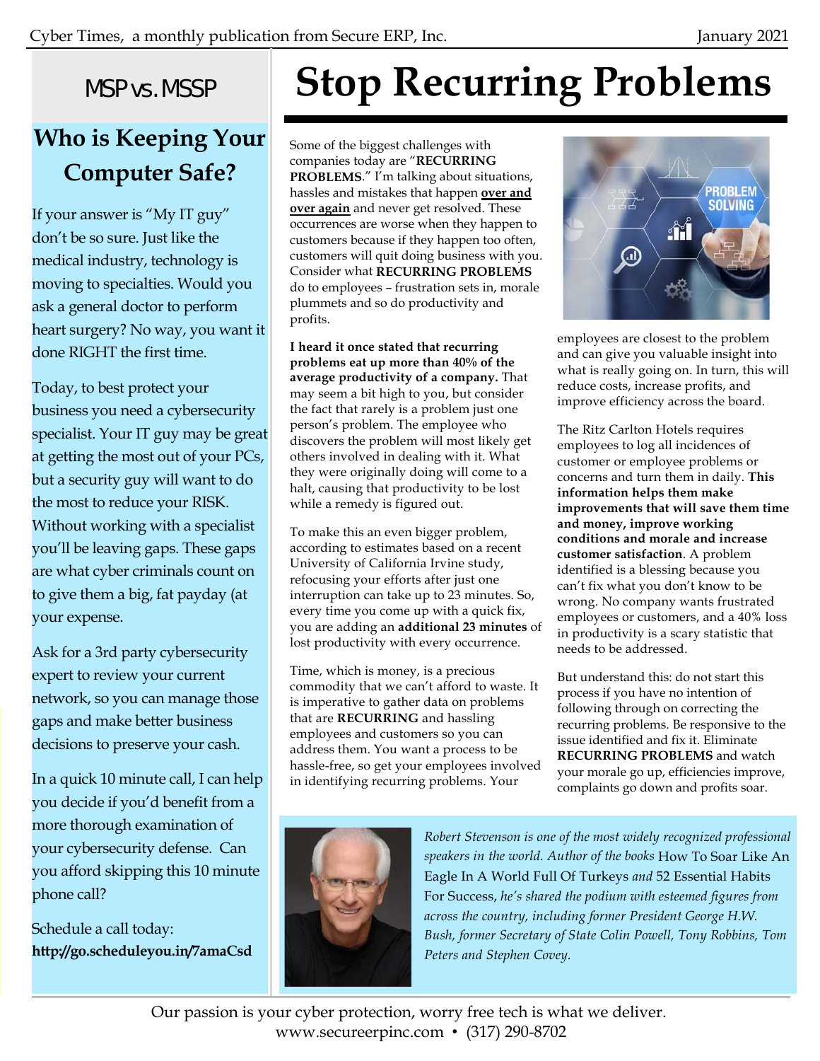## MSP vs. MSSP

### Who is Keeping Your Computer Safe?

If your answer is "My IT guy" don't be so sure. Just like the medical industry, technology is moving to specialties. Would you ask a general doctor to perform heart surgery? No way, you want it done RIGHT the first time.

Today, to best protect your business you need a cybersecurity specialist. Your IT guy may be great at getting the most out of your PCs, but a security guy will want to do the most to reduce your RISK. Without working with a specialist you'll be leaving gaps. These gaps are what cyber criminals count on to give them a big, fat payday (at your expense.

Ask for a 3rd party cybersecurity expert to review your current network, so you can manage those gaps and make better business decisions to preserve your cash.

In a quick 10 minute call, I can help you decide if you'd benefit from a more thorough examination of your cybersecurity defense. Can you afford skipping this 10 minute phone call?

Schedule a call today:
**http://go.scheduleyou.in/7amaCsd**

# Stop Recurring Problems

Some of the biggest challenges with companies today are "**RECURRING PROBLEMS**." I'm talking about situations, hassles and mistakes that happen **over and over again** and never get resolved. These occurrences are worse when they happen to customers because if they happen too often, customers will quit doing business with you. Consider what **RECURRING PROBLEMS** do to employees – frustration sets in, morale plummets and so do productivity and profits.

**I heard it once stated that recurring problems eat up more than 40% of the average productivity of a company.** That may seem a bit high to you, but consider the fact that rarely is a problem just one person's problem. The employee who discovers the problem will most likely get others involved in dealing with it. What they were originally doing will come to a halt, causing that productivity to be lost while a remedy is figured out.

To make this an even bigger problem, according to estimates based on a recent University of California Irvine study, refocusing your efforts after just one interruption can take up to 23 minutes. So, every time you come up with a quick fix, you are adding an **additional 23 minutes** of lost productivity with every occurrence.

Time, which is money, is a precious commodity that we can't afford to waste. It is imperative to gather data on problems that are **RECURRING** and hassling employees and customers so you can address them. You want a process to be hassle-free, so get your employees involved in identifying recurring problems. Your employees are closest to the problem and can give you valuable insight into what is really going on. In turn, this will reduce costs, increase profits, and improve efficiency across the board.

The Ritz Carlton Hotels requires employees to log all incidences of customer or employee problems or concerns and turn them in daily. **This information helps them make improvements that will save them time and money, improve working conditions and morale and increase customer satisfaction**. A problem identified is a blessing because you can't fix what you don't know to be wrong. No company wants frustrated employees or customers, and a 40% loss in productivity is a scary statistic that needs to be addressed.

But understand this: do not start this process if you have no intention of following through on correcting the recurring problems. Be responsive to the issue identified and fix it. Eliminate **RECURRING PROBLEMS** and watch your morale go up, efficiencies improve, complaints go down and profits soar.

*Robert Stevenson is one of the most widely recognized professional speakers in the world. Author of the books* How To Soar Like An Eagle In A World Full Of Turkeys *and* 52 Essential Habits For Success, *he's shared the podium with esteemed figures from across the country, including former President George H.W. Bush, former Secretary of State Colin Powell, Tony Robbins, Tom Peters and Stephen Covey.*

Our passion is your cyber protection, worry free tech is what we deliver.
www.secureerpinc.com • (317) 290-8702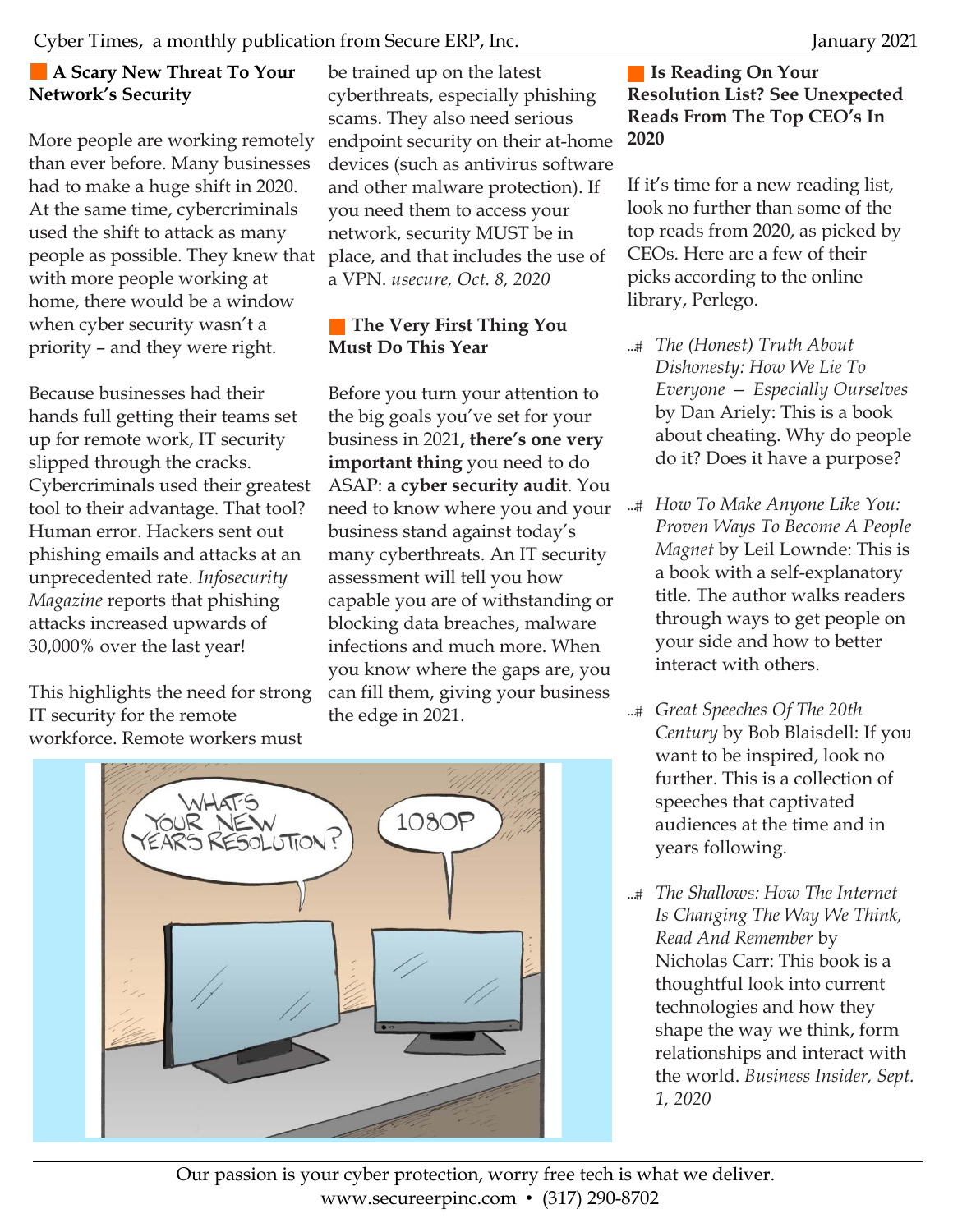### A Scary New Threat To Your Network's Security

More people are working remotely than ever before. Many businesses had to make a huge shift in 2020. At the same time, cybercriminals used the shift to attack as many people as possible. They knew that with more people working at home, there would be a window when cyber security wasn't a priority – and they were right.

Because businesses had their hands full getting their teams set up for remote work, IT security slipped through the cracks. Cybercriminals used their greatest tool to their advantage. That tool? Human error. Hackers sent out phishing emails and attacks at an unprecedented rate. *Infosecurity Magazine* reports that phishing attacks increased upwards of 30,000% over the last year!

This highlights the need for strong IT security for the remote workforce. Remote workers must be trained up on the latest cyberthreats, especially phishing scams. They also need serious endpoint security on their at-home devices (such as antivirus software and other malware protection). If you need them to access your network, security MUST be in place, and that includes the use of a VPN. *usecure, Oct. 8, 2020*

### The Very First Thing You Must Do This Year

Before you turn your attention to the big goals you've set for your business in 2021**, there's one very important thing** you need to do ASAP: **a cyber security audit**. You need to know where you and your business stand against today's many cyberthreats. An IT security assessment will tell you how capable you are of withstanding or blocking data breaches, malware infections and much more. When you know where the gaps are, you can fill them, giving your business the edge in 2021.

### Is Reading On Your Resolution List? See Unexpected Reads From The Top CEO's In 2020

If it's time for a new reading list, look no further than some of the top reads from 2020, as picked by CEOs. Here are a few of their picks according to the online library, Perlego.

- *The (Honest) Truth About Dishonesty: How We Lie To Everyone — Especially Ourselves* by Dan Ariely: This is a book about cheating. Why do people do it? Does it have a purpose?
- *How To Make Anyone Like You: Proven Ways To Become A People Magnet* by Leil Lownde: This is a book with a self-explanatory title. The author walks readers through ways to get people on your side and how to better interact with others.
- *Great Speeches Of The 20th Century* by Bob Blaisdell: If you want to be inspired, look no further. This is a collection of speeches that captivated audiences at the time and in years following.
- *The Shallows: How The Internet Is Changing The Way We Think, Read And Remember* by Nicholas Carr: This book is a thoughtful look into current technologies and how they shape the way we think, form relationships and interact with the world. *Business Insider, Sept. 1, 2020*

Our passion is your cyber protection, worry free tech is what we deliver.
www.secureerpinc.com • (317) 290-8702